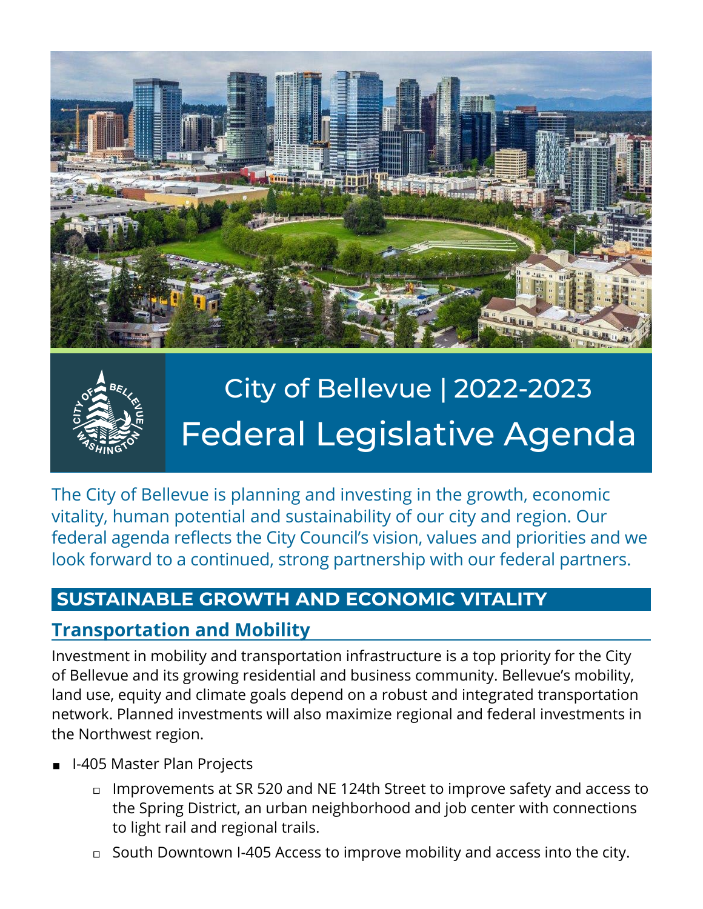# City of Bellevue | 2022-2023 Federal Legislative Agenda

The City of Bellevue is planning and investing in the growth, economic vitality, human potential and sustainability of our city and region. Our federal agenda reflects the City Council's vision, values and priorities and we look forward to a continued, strong partnership with our federal partners.

## SUSTAINABLE GROWTH AND ECONOMIC VITALITY

### Transportation and Mobility

Investment in mobility and transportation infrastructure is a top priority for the City of Bellevue and its growing residential and business community. Bellevue's mobility, land use, equity and climate goals depend on a robust and integrated transportation network. Planned investments will also maximize regional and federal investments in the Northwest region.

- I-405 Master Plan Projects
    - Improvements at SR 520 and NE 124th Street to improve safety and access to the Spring District, an urban neighborhood and job center with connections to light rail and regional trails.
    - South Downtown I-405 Access to improve mobility and access into the city.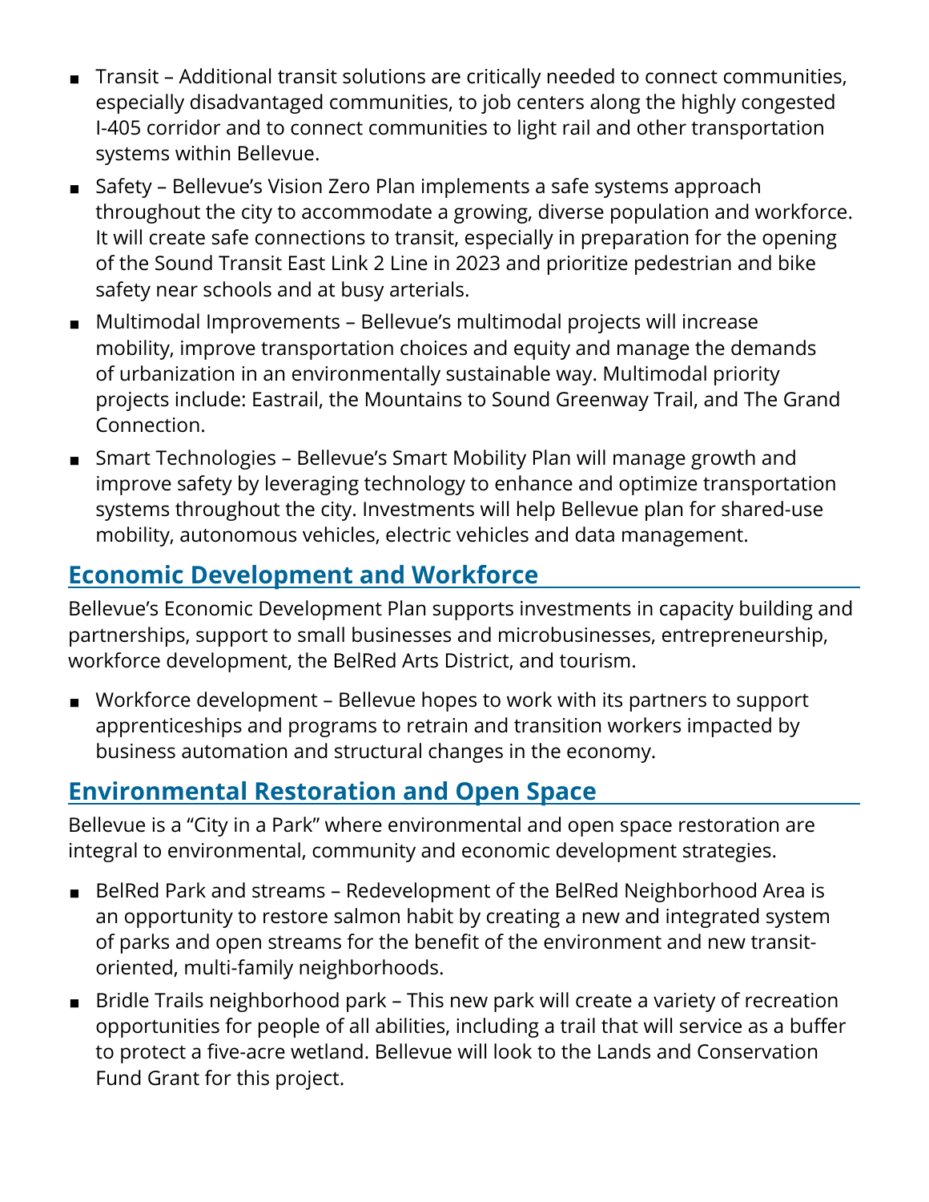- Transit – Additional transit solutions are critically needed to connect communities, especially disadvantaged communities, to job centers along the highly congested I-405 corridor and to connect communities to light rail and other transportation systems within Bellevue.
- Safety – Bellevue's Vision Zero Plan implements a safe systems approach throughout the city to accommodate a growing, diverse population and workforce. It will create safe connections to transit, especially in preparation for the opening of the Sound Transit East Link 2 Line in 2023 and prioritize pedestrian and bike safety near schools and at busy arterials.
- Multimodal Improvements – Bellevue's multimodal projects will increase mobility, improve transportation choices and equity and manage the demands of urbanization in an environmentally sustainable way. Multimodal priority projects include: Eastrail, the Mountains to Sound Greenway Trail, and The Grand Connection.
- Smart Technologies – Bellevue's Smart Mobility Plan will manage growth and improve safety by leveraging technology to enhance and optimize transportation systems throughout the city. Investments will help Bellevue plan for shared-use mobility, autonomous vehicles, electric vehicles and data management.

## Economic Development and Workforce

Bellevue's Economic Development Plan supports investments in capacity building and partnerships, support to small businesses and microbusinesses, entrepreneurship, workforce development, the BelRed Arts District, and tourism.

- Workforce development – Bellevue hopes to work with its partners to support apprenticeships and programs to retrain and transition workers impacted by business automation and structural changes in the economy.

## Environmental Restoration and Open Space

Bellevue is a "City in a Park" where environmental and open space restoration are integral to environmental, community and economic development strategies.

- BelRed Park and streams – Redevelopment of the BelRed Neighborhood Area is an opportunity to restore salmon habit by creating a new and integrated system of parks and open streams for the benefit of the environment and new transit-oriented, multi-family neighborhoods.
- Bridle Trails neighborhood park – This new park will create a variety of recreation opportunities for people of all abilities, including a trail that will service as a buffer to protect a five-acre wetland. Bellevue will look to the Lands and Conservation Fund Grant for this project.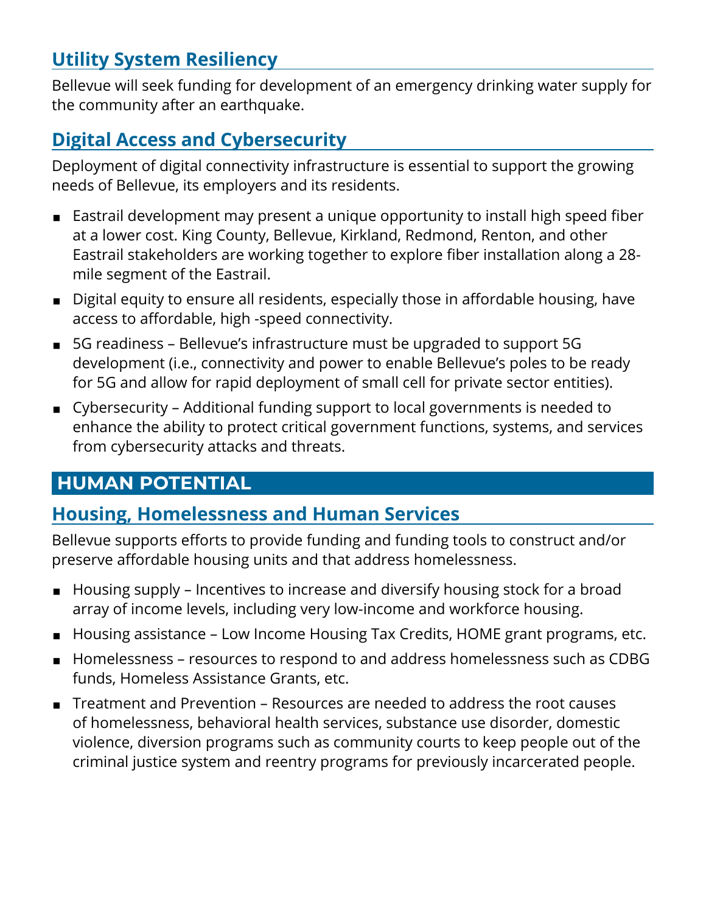## Utility System Resiliency

Bellevue will seek funding for development of an emergency drinking water supply for the community after an earthquake.

## Digital Access and Cybersecurity

Deployment of digital connectivity infrastructure is essential to support the growing needs of Bellevue, its employers and its residents.

- Eastrail development may present a unique opportunity to install high speed fiber at a lower cost. King County, Bellevue, Kirkland, Redmond, Renton, and other Eastrail stakeholders are working together to explore fiber installation along a 28-mile segment of the Eastrail.
- Digital equity to ensure all residents, especially those in affordable housing, have access to affordable, high -speed connectivity.
- 5G readiness – Bellevue's infrastructure must be upgraded to support 5G development (i.e., connectivity and power to enable Bellevue's poles to be ready for 5G and allow for rapid deployment of small cell for private sector entities).
- Cybersecurity – Additional funding support to local governments is needed to enhance the ability to protect critical government functions, systems, and services from cybersecurity attacks and threats.

# HUMAN POTENTIAL

## Housing, Homelessness and Human Services

Bellevue supports efforts to provide funding and funding tools to construct and/or preserve affordable housing units and that address homelessness.

- Housing supply – Incentives to increase and diversify housing stock for a broad array of income levels, including very low-income and workforce housing.
- Housing assistance – Low Income Housing Tax Credits, HOME grant programs, etc.
- Homelessness – resources to respond to and address homelessness such as CDBG funds, Homeless Assistance Grants, etc.
- Treatment and Prevention – Resources are needed to address the root causes of homelessness, behavioral health services, substance use disorder, domestic violence, diversion programs such as community courts to keep people out of the criminal justice system and reentry programs for previously incarcerated people.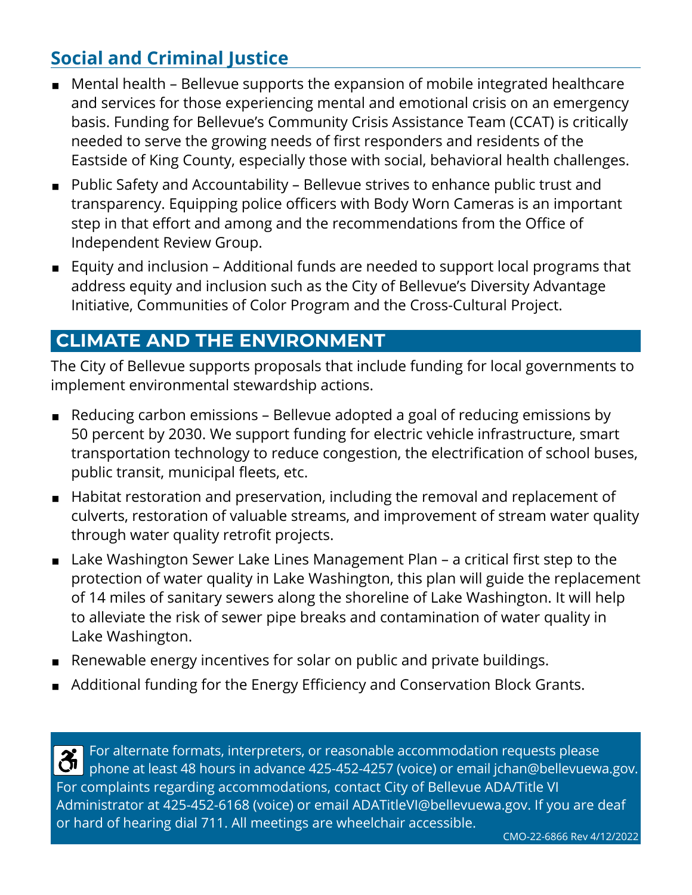## Social and Criminal Justice

- Mental health – Bellevue supports the expansion of mobile integrated healthcare and services for those experiencing mental and emotional crisis on an emergency basis. Funding for Bellevue's Community Crisis Assistance Team (CCAT) is critically needed to serve the growing needs of first responders and residents of the Eastside of King County, especially those with social, behavioral health challenges.
- Public Safety and Accountability – Bellevue strives to enhance public trust and transparency. Equipping police officers with Body Worn Cameras is an important step in that effort and among and the recommendations from the Office of Independent Review Group.
- Equity and inclusion – Additional funds are needed to support local programs that address equity and inclusion such as the City of Bellevue's Diversity Advantage Initiative, Communities of Color Program and the Cross-Cultural Project.

## CLIMATE AND THE ENVIRONMENT

The City of Bellevue supports proposals that include funding for local governments to implement environmental stewardship actions.

- Reducing carbon emissions – Bellevue adopted a goal of reducing emissions by 50 percent by 2030. We support funding for electric vehicle infrastructure, smart transportation technology to reduce congestion, the electrification of school buses, public transit, municipal fleets, etc.
- Habitat restoration and preservation, including the removal and replacement of culverts, restoration of valuable streams, and improvement of stream water quality through water quality retrofit projects.
- Lake Washington Sewer Lake Lines Management Plan – a critical first step to the protection of water quality in Lake Washington, this plan will guide the replacement of 14 miles of sanitary sewers along the shoreline of Lake Washington. It will help to alleviate the risk of sewer pipe breaks and contamination of water quality in Lake Washington.
- Renewable energy incentives for solar on public and private buildings.
- Additional funding for the Energy Efficiency and Conservation Block Grants.

For alternate formats, interpreters, or reasonable accommodation requests please phone at least 48 hours in advance 425-452-4257 (voice) or email jchan@bellevuewa.gov. For complaints regarding accommodations, contact City of Bellevue ADA/Title VI Administrator at 425-452-6168 (voice) or email ADATitleVI@bellevuewa.gov. If you are deaf or hard of hearing dial 711. All meetings are wheelchair accessible.

CMO-22-6866 Rev 4/12/2022